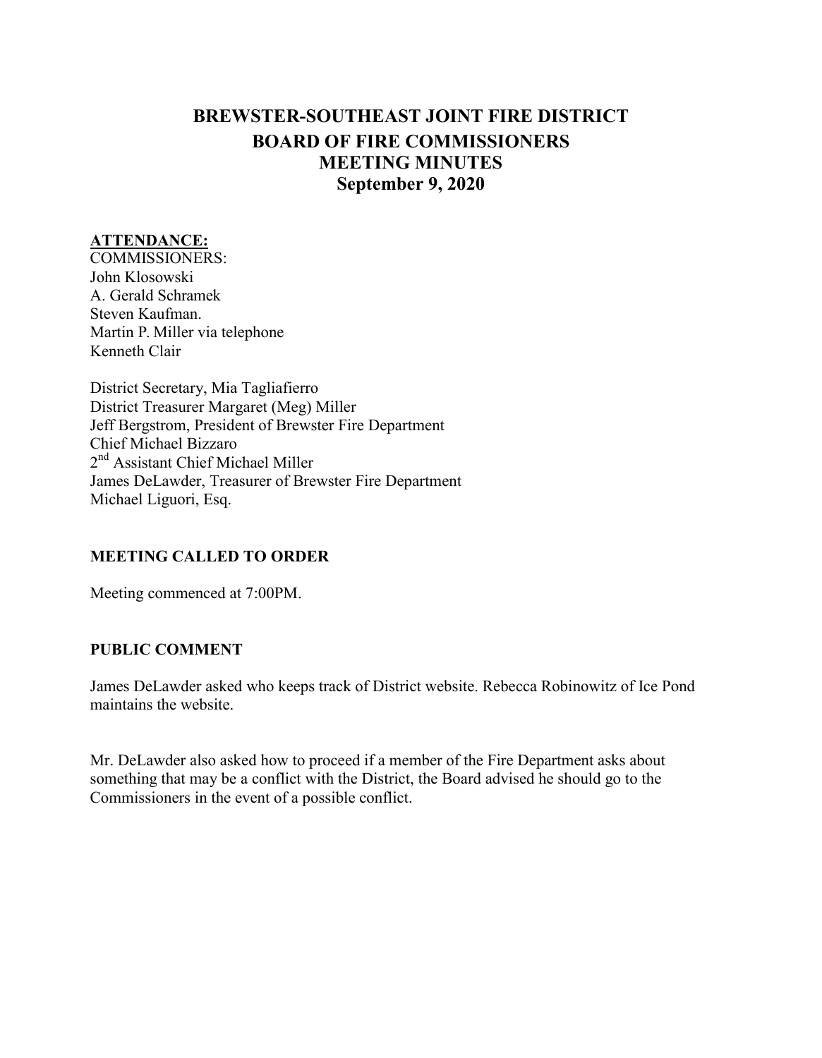# BREWSTER-SOUTHEAST JOINT FIRE DISTRICT
## BOARD OF FIRE COMMISSIONERS
## MEETING MINUTES
## September 9, 2020

**ATTENDANCE:**

COMMISSIONERS:
John Klosowski
A. Gerald Schramek
Steven Kaufman.
Martin P. Miller via telephone
Kenneth Clair

District Secretary, Mia Tagliafierro
District Treasurer Margaret (Meg) Miller
Jeff Bergstrom, President of Brewster Fire Department
Chief Michael Bizzaro
2nd Assistant Chief Michael Miller
James DeLawder, Treasurer of Brewster Fire Department
Michael Liguori, Esq.

**MEETING CALLED TO ORDER**

Meeting commenced at 7:00PM.

**PUBLIC COMMENT**

James DeLawder asked who keeps track of District website. Rebecca Robinowitz of Ice Pond maintains the website.

Mr. DeLawder also asked how to proceed if a member of the Fire Department asks about something that may be a conflict with the District, the Board advised he should go to the Commissioners in the event of a possible conflict.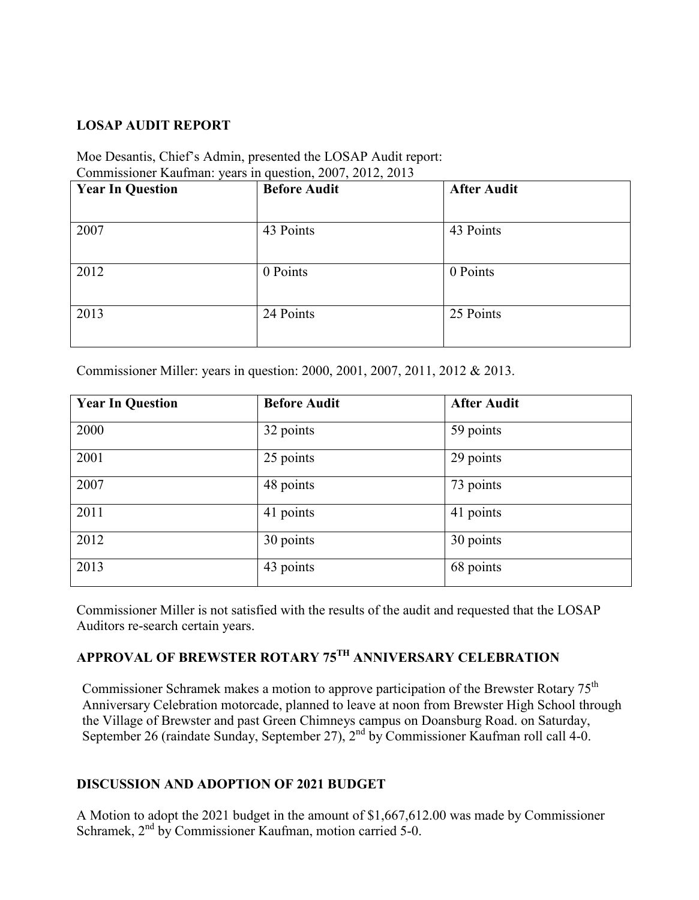**LOSAP AUDIT REPORT**

Moe Desantis, Chief's Admin, presented the LOSAP Audit report:
Commissioner Kaufman: years in question, 2007, 2012, 2013

| Year In Question | Before Audit | After Audit |
| --- | --- | --- |
| 2007 | 43 Points | 43 Points |
| 2012 | 0 Points | 0 Points |
| 2013 | 24 Points | 25 Points |

Commissioner Miller: years in question: 2000, 2001, 2007, 2011, 2012 & 2013.

| Year In Question | Before Audit | After Audit |
| --- | --- | --- |
| 2000 | 32 points | 59 points |
| 2001 | 25 points | 29 points |
| 2007 | 48 points | 73 points |
| 2011 | 41 points | 41 points |
| 2012 | 30 points | 30 points |
| 2013 | 43 points | 68 points |

Commissioner Miller is not satisfied with the results of the audit and requested that the LOSAP Auditors re-search certain years.

**APPROVAL OF BREWSTER ROTARY 75TH ANNIVERSARY CELEBRATION**

Commissioner Schramek makes a motion to approve participation of the Brewster Rotary 75th Anniversary Celebration motorcade, planned to leave at noon from Brewster High School through the Village of Brewster and past Green Chimneys campus on Doansburg Road. on Saturday, September 26 (raindate Sunday, September 27), 2nd by Commissioner Kaufman roll call 4-0.

**DISCUSSION AND ADOPTION OF 2021 BUDGET**

A Motion to adopt the 2021 budget in the amount of $1,667,612.00 was made by Commissioner Schramek, 2nd by Commissioner Kaufman, motion carried 5-0.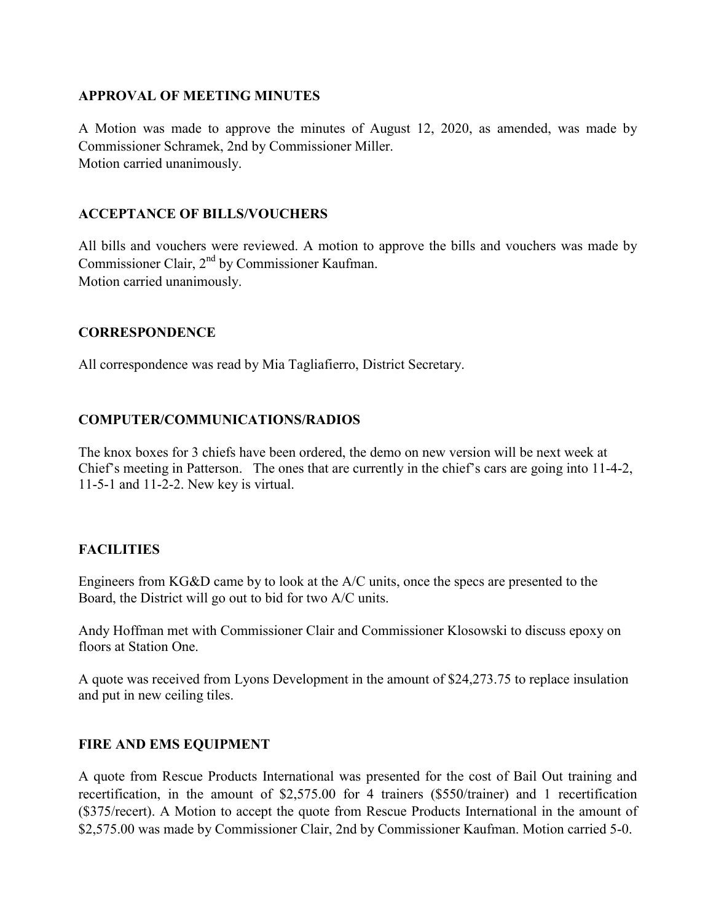**APPROVAL OF MEETING MINUTES**

A Motion was made to approve the minutes of August 12, 2020, as amended, was made by Commissioner Schramek, 2nd by Commissioner Miller.
Motion carried unanimously.

**ACCEPTANCE OF BILLS/VOUCHERS**

All bills and vouchers were reviewed. A motion to approve the bills and vouchers was made by Commissioner Clair, 2nd by Commissioner Kaufman.
Motion carried unanimously.

**CORRESPONDENCE**

All correspondence was read by Mia Tagliafierro, District Secretary.

**COMPUTER/COMMUNICATIONS/RADIOS**

The knox boxes for 3 chiefs have been ordered, the demo on new version will be next week at Chief's meeting in Patterson. The ones that are currently in the chief's cars are going into 11-4-2, 11-5-1 and 11-2-2. New key is virtual.

**FACILITIES**

Engineers from KG&D came by to look at the A/C units, once the specs are presented to the Board, the District will go out to bid for two A/C units.

Andy Hoffman met with Commissioner Clair and Commissioner Klosowski to discuss epoxy on floors at Station One.

A quote was received from Lyons Development in the amount of $24,273.75 to replace insulation and put in new ceiling tiles.

**FIRE AND EMS EQUIPMENT**

A quote from Rescue Products International was presented for the cost of Bail Out training and recertification, in the amount of $2,575.00 for 4 trainers ($550/trainer) and 1 recertification ($375/recert). A Motion to accept the quote from Rescue Products International in the amount of $2,575.00 was made by Commissioner Clair, 2nd by Commissioner Kaufman. Motion carried 5-0.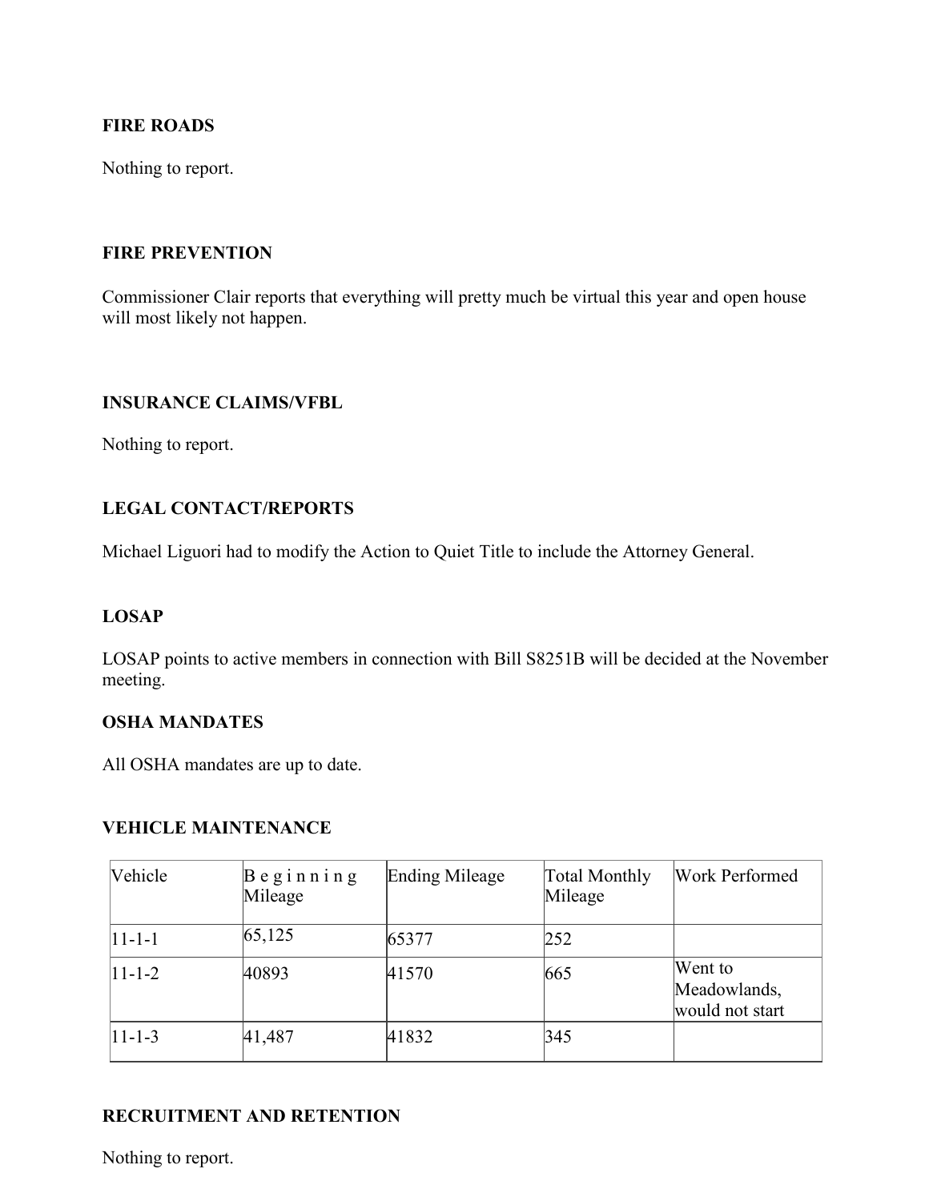**FIRE ROADS**

Nothing to report.

**FIRE PREVENTION**

Commissioner Clair reports that everything will pretty much be virtual this year and open house will most likely not happen.

**INSURANCE CLAIMS/VFBL**

Nothing to report.

**LEGAL CONTACT/REPORTS**

Michael Liguori had to modify the Action to Quiet Title to include the Attorney General.

**LOSAP**

LOSAP points to active members in connection with Bill S8251B will be decided at the November meeting.

**OSHA MANDATES**

All OSHA mandates are up to date.

**VEHICLE MAINTENANCE**

| Vehicle | Beginning Mileage | Ending Mileage | Total Monthly Mileage | Work Performed |
|---|---|---|---|---|
| 11-1-1 | 65,125 | 65377 | 252 | |
| 11-1-2 | 40893 | 41570 | 665 | Went to Meadowlands, would not start |
| 11-1-3 | 41,487 | 41832 | 345 | |

**RECRUITMENT AND RETENTION**

Nothing to report.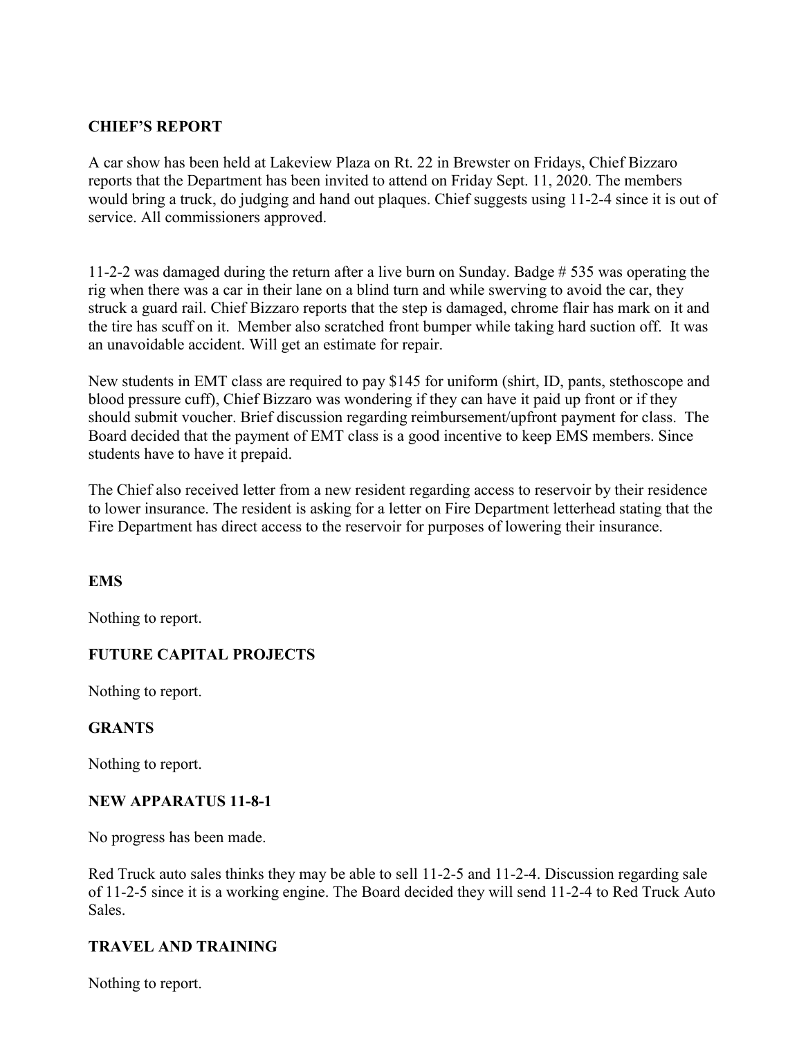**CHIEF'S REPORT**

A car show has been held at Lakeview Plaza on Rt. 22 in Brewster on Fridays, Chief Bizzaro reports that the Department has been invited to attend on Friday Sept. 11, 2020. The members would bring a truck, do judging and hand out plaques. Chief suggests using 11-2-4 since it is out of service. All commissioners approved.

11-2-2 was damaged during the return after a live burn on Sunday. Badge # 535 was operating the rig when there was a car in their lane on a blind turn and while swerving to avoid the car, they struck a guard rail. Chief Bizzaro reports that the step is damaged, chrome flair has mark on it and the tire has scuff on it. Member also scratched front bumper while taking hard suction off. It was an unavoidable accident. Will get an estimate for repair.

New students in EMT class are required to pay $145 for uniform (shirt, ID, pants, stethoscope and blood pressure cuff), Chief Bizzaro was wondering if they can have it paid up front or if they should submit voucher. Brief discussion regarding reimbursement/upfront payment for class. The Board decided that the payment of EMT class is a good incentive to keep EMS members. Since students have to have it prepaid.

The Chief also received letter from a new resident regarding access to reservoir by their residence to lower insurance. The resident is asking for a letter on Fire Department letterhead stating that the Fire Department has direct access to the reservoir for purposes of lowering their insurance.

**EMS**

Nothing to report.

**FUTURE CAPITAL PROJECTS**

Nothing to report.

**GRANTS**

Nothing to report.

**NEW APPARATUS 11-8-1**

No progress has been made.

Red Truck auto sales thinks they may be able to sell 11-2-5 and 11-2-4. Discussion regarding sale of 11-2-5 since it is a working engine. The Board decided they will send 11-2-4 to Red Truck Auto Sales.

**TRAVEL AND TRAINING**

Nothing to report.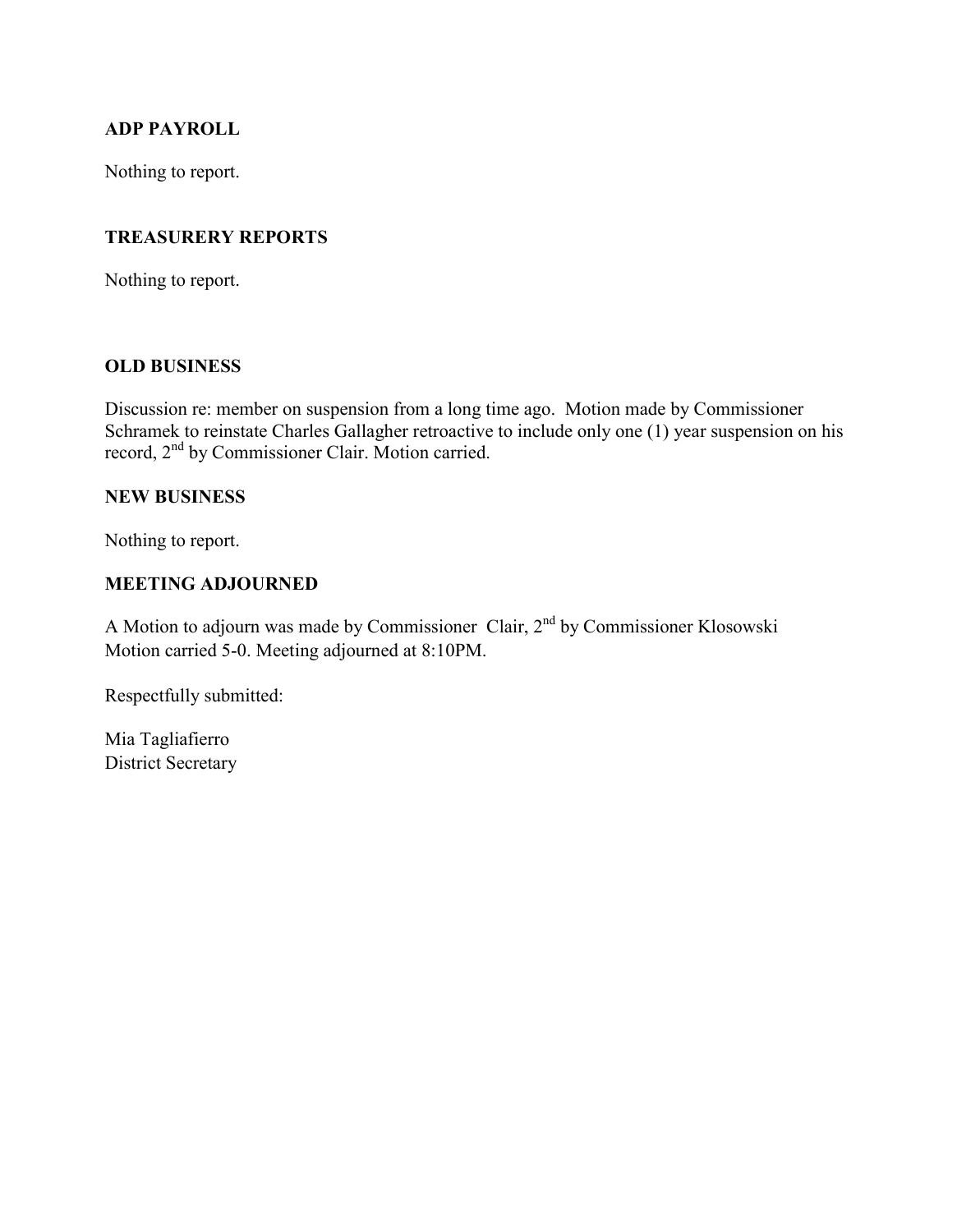**ADP PAYROLL**

Nothing to report.

**TREASURERY REPORTS**

Nothing to report.

**OLD BUSINESS**

Discussion re: member on suspension from a long time ago. Motion made by Commissioner Schramek to reinstate Charles Gallagher retroactive to include only one (1) year suspension on his record, 2nd by Commissioner Clair. Motion carried.

**NEW BUSINESS**

Nothing to report.

**MEETING ADJOURNED**

A Motion to adjourn was made by Commissioner Clair, 2nd by Commissioner Klosowski Motion carried 5-0. Meeting adjourned at 8:10PM.

Respectfully submitted:

Mia Tagliafierro
District Secretary